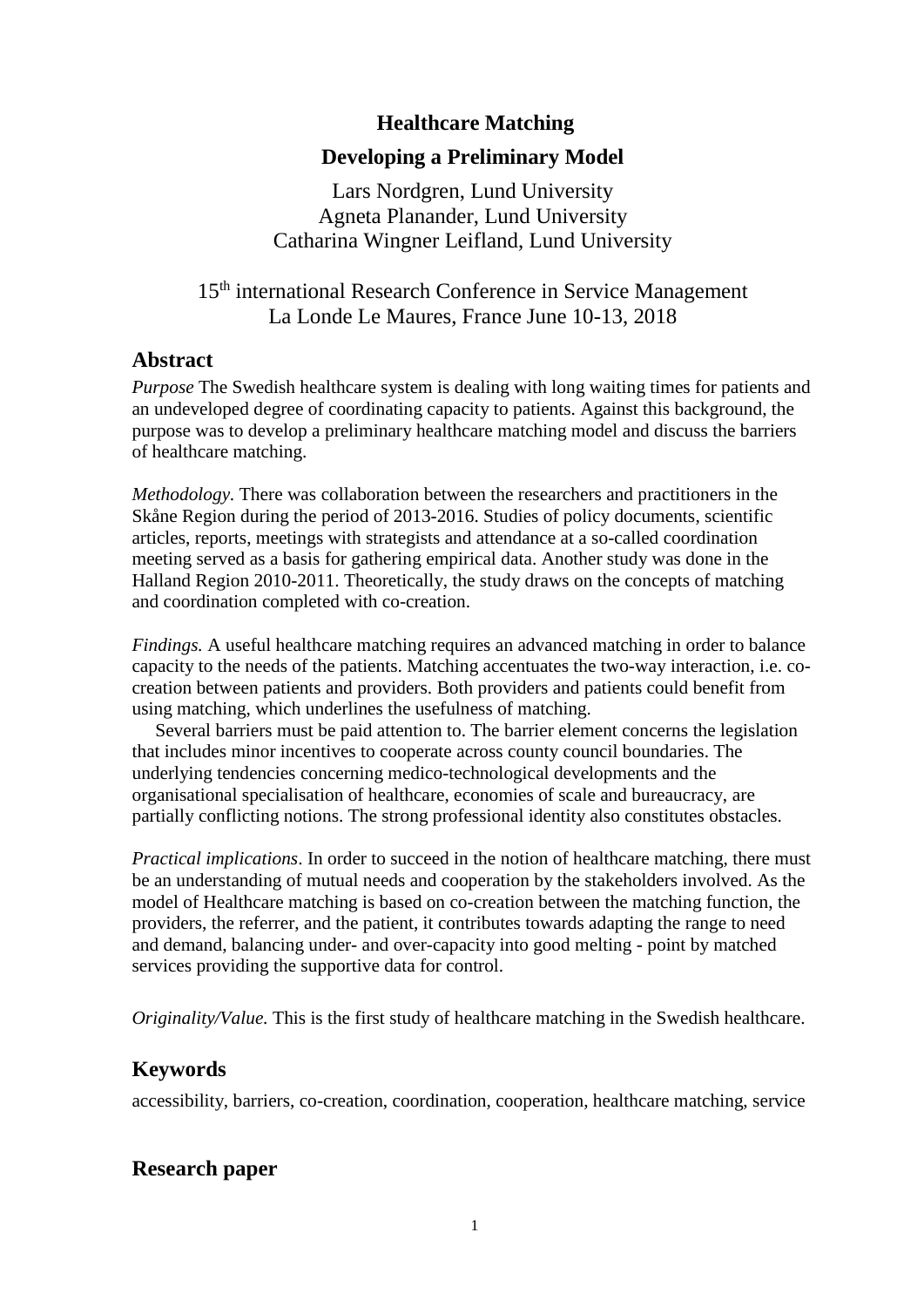# Healthcare Matching

## Developing a Preliminary Model

Lars Nordgren, Lund University
Agneta Planander, Lund University
Catharina Wingner Leifland, Lund University

15th international Research Conference in Service Management
La Londe Le Maures, France June 10-13, 2018

## Abstract

*Purpose* The Swedish healthcare system is dealing with long waiting times for patients and an undeveloped degree of coordinating capacity to patients. Against this background, the purpose was to develop a preliminary healthcare matching model and discuss the barriers of healthcare matching.

*Methodology.* There was collaboration between the researchers and practitioners in the Skåne Region during the period of 2013-2016. Studies of policy documents, scientific articles, reports, meetings with strategists and attendance at a so-called coordination meeting served as a basis for gathering empirical data. Another study was done in the Halland Region 2010-2011. Theoretically, the study draws on the concepts of matching and coordination completed with co-creation.

*Findings.* A useful healthcare matching requires an advanced matching in order to balance capacity to the needs of the patients. Matching accentuates the two-way interaction, i.e. co-creation between patients and providers. Both providers and patients could benefit from using matching, which underlines the usefulness of matching.

Several barriers must be paid attention to. The barrier element concerns the legislation that includes minor incentives to cooperate across county council boundaries. The underlying tendencies concerning medico-technological developments and the organisational specialisation of healthcare, economies of scale and bureaucracy, are partially conflicting notions. The strong professional identity also constitutes obstacles.

*Practical implications*. In order to succeed in the notion of healthcare matching, there must be an understanding of mutual needs and cooperation by the stakeholders involved. As the model of Healthcare matching is based on co-creation between the matching function, the providers, the referrer, and the patient, it contributes towards adapting the range to need and demand, balancing under- and over-capacity into good melting - point by matched services providing the supportive data for control.

*Originality/Value.* This is the first study of healthcare matching in the Swedish healthcare.

## Keywords

accessibility, barriers, co-creation, coordination, cooperation, healthcare matching, service

## Research paper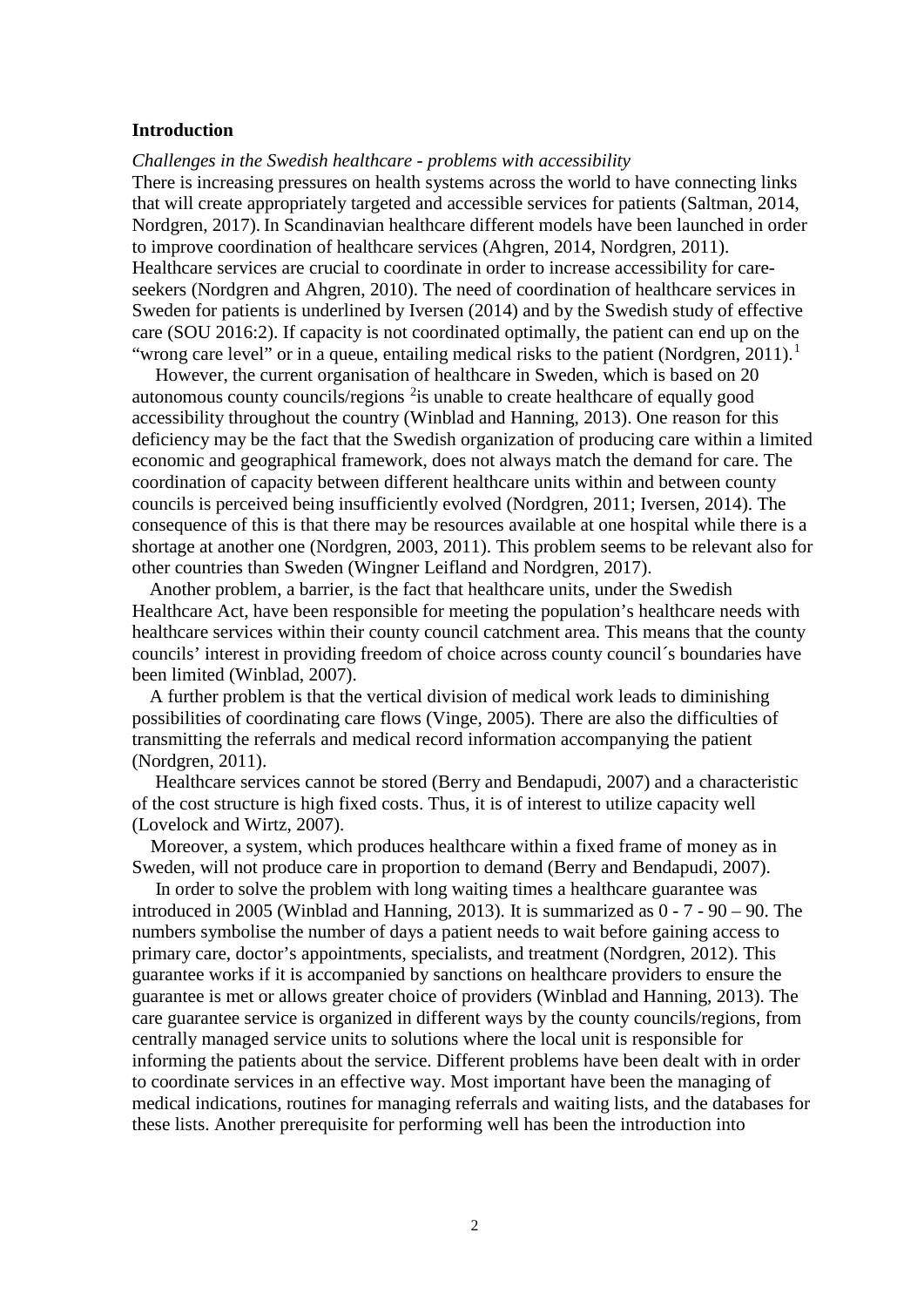## Introduction

*Challenges in the Swedish healthcare - problems with accessibility*

There is increasing pressures on health systems across the world to have connecting links that will create appropriately targeted and accessible services for patients (Saltman, 2014, Nordgren, 2017). In Scandinavian healthcare different models have been launched in order to improve coordination of healthcare services (Ahgren, 2014, Nordgren, 2011). Healthcare services are crucial to coordinate in order to increase accessibility for care-seekers (Nordgren and Ahgren, 2010). The need of coordination of healthcare services in Sweden for patients is underlined by Iversen (2014) and by the Swedish study of effective care (SOU 2016:2). If capacity is not coordinated optimally, the patient can end up on the "wrong care level" or in a queue, entailing medical risks to the patient (Nordgren, 2011).[1]

However, the current organisation of healthcare in Sweden, which is based on 20 autonomous county councils/regions [2]is unable to create healthcare of equally good accessibility throughout the country (Winblad and Hanning, 2013). One reason for this deficiency may be the fact that the Swedish organization of producing care within a limited economic and geographical framework, does not always match the demand for care. The coordination of capacity between different healthcare units within and between county councils is perceived being insufficiently evolved (Nordgren, 2011; Iversen, 2014). The consequence of this is that there may be resources available at one hospital while there is a shortage at another one (Nordgren, 2003, 2011). This problem seems to be relevant also for other countries than Sweden (Wingner Leifland and Nordgren, 2017).

Another problem, a barrier, is the fact that healthcare units, under the Swedish Healthcare Act, have been responsible for meeting the population's healthcare needs with healthcare services within their county council catchment area. This means that the county councils' interest in providing freedom of choice across county council´s boundaries have been limited (Winblad, 2007).

A further problem is that the vertical division of medical work leads to diminishing possibilities of coordinating care flows (Vinge, 2005). There are also the difficulties of transmitting the referrals and medical record information accompanying the patient (Nordgren, 2011).

Healthcare services cannot be stored (Berry and Bendapudi, 2007) and a characteristic of the cost structure is high fixed costs. Thus, it is of interest to utilize capacity well (Lovelock and Wirtz, 2007).

Moreover, a system, which produces healthcare within a fixed frame of money as in Sweden, will not produce care in proportion to demand (Berry and Bendapudi, 2007).

In order to solve the problem with long waiting times a healthcare guarantee was introduced in 2005 (Winblad and Hanning, 2013). It is summarized as 0 - 7 - 90 – 90. The numbers symbolise the number of days a patient needs to wait before gaining access to primary care, doctor's appointments, specialists, and treatment (Nordgren, 2012). This guarantee works if it is accompanied by sanctions on healthcare providers to ensure the guarantee is met or allows greater choice of providers (Winblad and Hanning, 2013). The care guarantee service is organized in different ways by the county councils/regions, from centrally managed service units to solutions where the local unit is responsible for informing the patients about the service. Different problems have been dealt with in order to coordinate services in an effective way. Most important have been the managing of medical indications, routines for managing referrals and waiting lists, and the databases for these lists. Another prerequisite for performing well has been the introduction into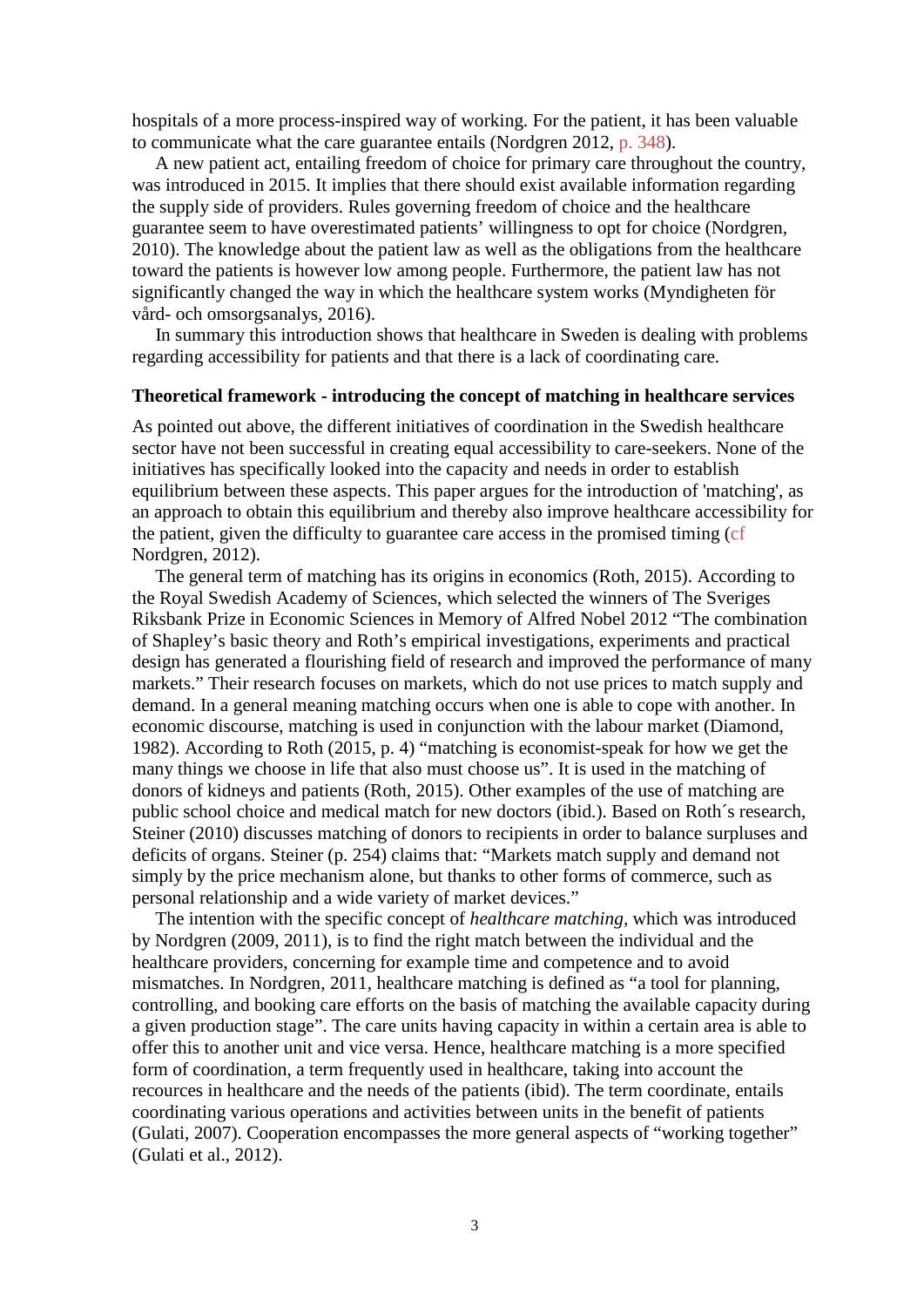hospitals of a more process-inspired way of working. For the patient, it has been valuable to communicate what the care guarantee entails (Nordgren 2012, p. 348).

A new patient act, entailing freedom of choice for primary care throughout the country, was introduced in 2015. It implies that there should exist available information regarding the supply side of providers. Rules governing freedom of choice and the healthcare guarantee seem to have overestimated patients' willingness to opt for choice (Nordgren, 2010). The knowledge about the patient law as well as the obligations from the healthcare toward the patients is however low among people. Furthermore, the patient law has not significantly changed the way in which the healthcare system works (Myndigheten för vård- och omsorgsanalys, 2016).

In summary this introduction shows that healthcare in Sweden is dealing with problems regarding accessibility for patients and that there is a lack of coordinating care.

## Theoretical framework - introducing the concept of matching in healthcare services

As pointed out above, the different initiatives of coordination in the Swedish healthcare sector have not been successful in creating equal accessibility to care-seekers. None of the initiatives has specifically looked into the capacity and needs in order to establish equilibrium between these aspects. This paper argues for the introduction of 'matching', as an approach to obtain this equilibrium and thereby also improve healthcare accessibility for the patient, given the difficulty to guarantee care access in the promised timing (cf Nordgren, 2012).

The general term of matching has its origins in economics (Roth, 2015). According to the Royal Swedish Academy of Sciences, which selected the winners of The Sveriges Riksbank Prize in Economic Sciences in Memory of Alfred Nobel 2012 "The combination of Shapley's basic theory and Roth's empirical investigations, experiments and practical design has generated a flourishing field of research and improved the performance of many markets." Their research focuses on markets, which do not use prices to match supply and demand. In a general meaning matching occurs when one is able to cope with another. In economic discourse, matching is used in conjunction with the labour market (Diamond, 1982). According to Roth (2015, p. 4) "matching is economist-speak for how we get the many things we choose in life that also must choose us". It is used in the matching of donors of kidneys and patients (Roth, 2015). Other examples of the use of matching are public school choice and medical match for new doctors (ibid.). Based on Roth´s research, Steiner (2010) discusses matching of donors to recipients in order to balance surpluses and deficits of organs. Steiner (p. 254) claims that: "Markets match supply and demand not simply by the price mechanism alone, but thanks to other forms of commerce, such as personal relationship and a wide variety of market devices."

The intention with the specific concept of *healthcare matching*, which was introduced by Nordgren (2009, 2011), is to find the right match between the individual and the healthcare providers, concerning for example time and competence and to avoid mismatches. In Nordgren, 2011, healthcare matching is defined as "a tool for planning, controlling, and booking care efforts on the basis of matching the available capacity during a given production stage". The care units having capacity in within a certain area is able to offer this to another unit and vice versa. Hence, healthcare matching is a more specified form of coordination, a term frequently used in healthcare, taking into account the recources in healthcare and the needs of the patients (ibid). The term coordinate, entails coordinating various operations and activities between units in the benefit of patients (Gulati, 2007). Cooperation encompasses the more general aspects of "working together" (Gulati et al., 2012).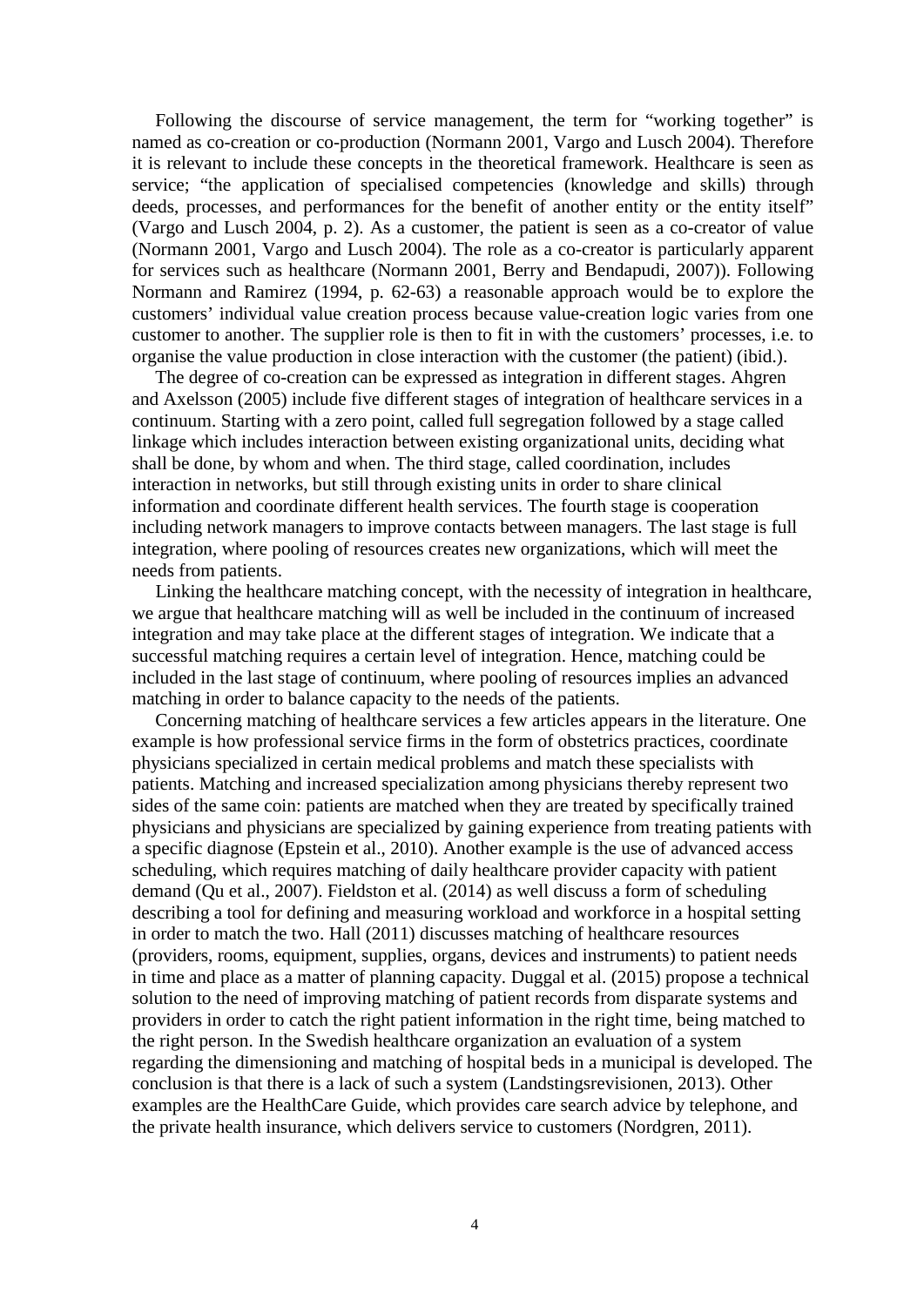Following the discourse of service management, the term for "working together" is named as co-creation or co-production (Normann 2001, Vargo and Lusch 2004). Therefore it is relevant to include these concepts in the theoretical framework. Healthcare is seen as service; "the application of specialised competencies (knowledge and skills) through deeds, processes, and performances for the benefit of another entity or the entity itself" (Vargo and Lusch 2004, p. 2). As a customer, the patient is seen as a co-creator of value (Normann 2001, Vargo and Lusch 2004). The role as a co-creator is particularly apparent for services such as healthcare (Normann 2001, Berry and Bendapudi, 2007)). Following Normann and Ramirez (1994, p. 62-63) a reasonable approach would be to explore the customers' individual value creation process because value-creation logic varies from one customer to another. The supplier role is then to fit in with the customers' processes, i.e. to organise the value production in close interaction with the customer (the patient) (ibid.).

The degree of co-creation can be expressed as integration in different stages. Ahgren and Axelsson (2005) include five different stages of integration of healthcare services in a continuum. Starting with a zero point, called full segregation followed by a stage called linkage which includes interaction between existing organizational units, deciding what shall be done, by whom and when. The third stage, called coordination, includes interaction in networks, but still through existing units in order to share clinical information and coordinate different health services. The fourth stage is cooperation including network managers to improve contacts between managers. The last stage is full integration, where pooling of resources creates new organizations, which will meet the needs from patients.

Linking the healthcare matching concept, with the necessity of integration in healthcare, we argue that healthcare matching will as well be included in the continuum of increased integration and may take place at the different stages of integration. We indicate that a successful matching requires a certain level of integration. Hence, matching could be included in the last stage of continuum, where pooling of resources implies an advanced matching in order to balance capacity to the needs of the patients.

Concerning matching of healthcare services a few articles appears in the literature. One example is how professional service firms in the form of obstetrics practices, coordinate physicians specialized in certain medical problems and match these specialists with patients. Matching and increased specialization among physicians thereby represent two sides of the same coin: patients are matched when they are treated by specifically trained physicians and physicians are specialized by gaining experience from treating patients with a specific diagnose (Epstein et al., 2010). Another example is the use of advanced access scheduling, which requires matching of daily healthcare provider capacity with patient demand (Qu et al., 2007). Fieldston et al. (2014) as well discuss a form of scheduling describing a tool for defining and measuring workload and workforce in a hospital setting in order to match the two. Hall (2011) discusses matching of healthcare resources (providers, rooms, equipment, supplies, organs, devices and instruments) to patient needs in time and place as a matter of planning capacity. Duggal et al. (2015) propose a technical solution to the need of improving matching of patient records from disparate systems and providers in order to catch the right patient information in the right time, being matched to the right person. In the Swedish healthcare organization an evaluation of a system regarding the dimensioning and matching of hospital beds in a municipal is developed. The conclusion is that there is a lack of such a system (Landstingsrevisionen, 2013). Other examples are the HealthCare Guide, which provides care search advice by telephone, and the private health insurance, which delivers service to customers (Nordgren, 2011).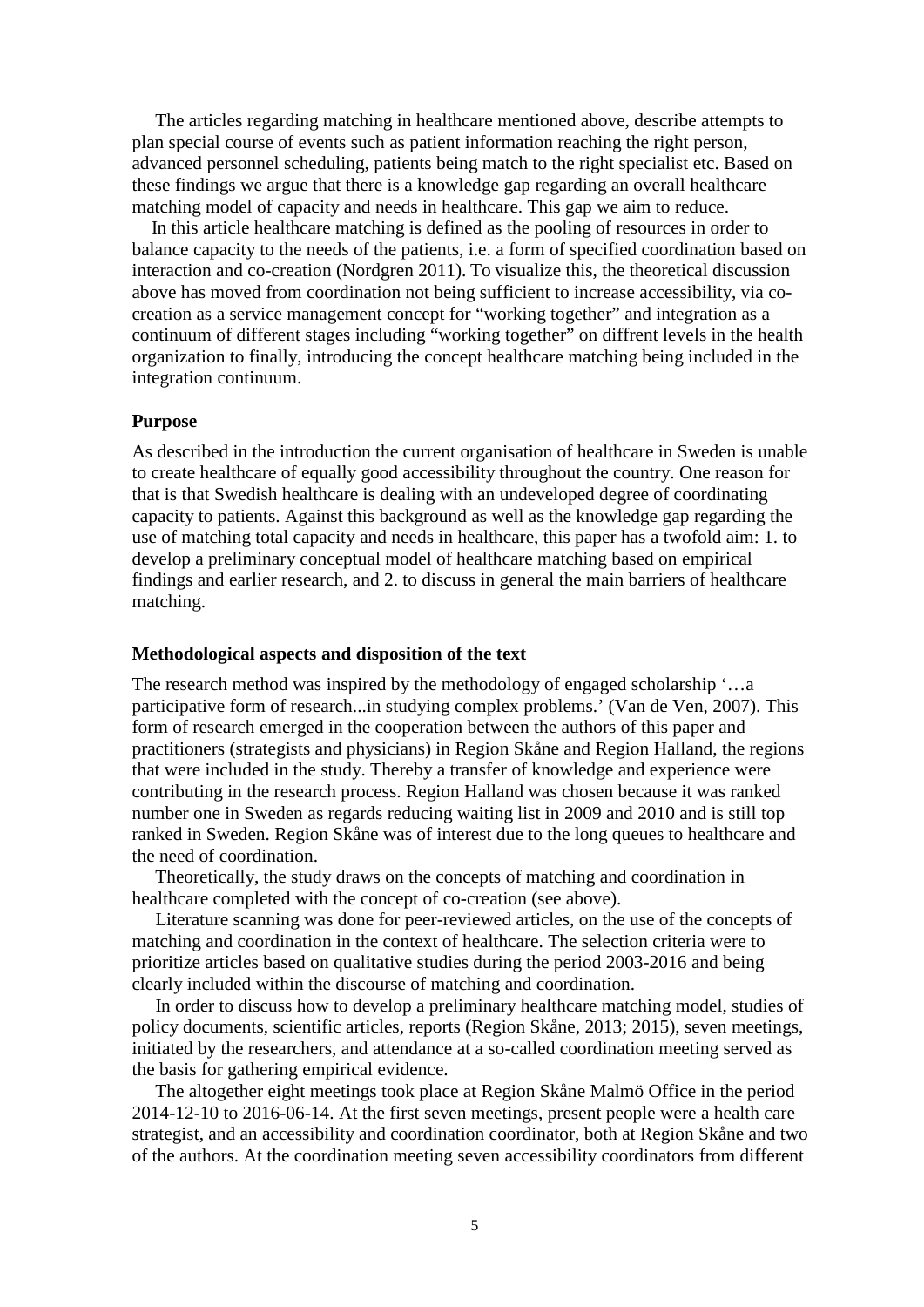The articles regarding matching in healthcare mentioned above, describe attempts to plan special course of events such as patient information reaching the right person, advanced personnel scheduling, patients being match to the right specialist etc. Based on these findings we argue that there is a knowledge gap regarding an overall healthcare matching model of capacity and needs in healthcare. This gap we aim to reduce.

In this article healthcare matching is defined as the pooling of resources in order to balance capacity to the needs of the patients, i.e. a form of specified coordination based on interaction and co-creation (Nordgren 2011). To visualize this, the theoretical discussion above has moved from coordination not being sufficient to increase accessibility, via co-creation as a service management concept for "working together" and integration as a continuum of different stages including "working together" on diffrent levels in the health organization to finally, introducing the concept healthcare matching being included in the integration continuum.

**Purpose**

As described in the introduction the current organisation of healthcare in Sweden is unable to create healthcare of equally good accessibility throughout the country. One reason for that is that Swedish healthcare is dealing with an undeveloped degree of coordinating capacity to patients. Against this background as well as the knowledge gap regarding the use of matching total capacity and needs in healthcare, this paper has a twofold aim: 1. to develop a preliminary conceptual model of healthcare matching based on empirical findings and earlier research, and 2. to discuss in general the main barriers of healthcare matching.

**Methodological aspects and disposition of the text**

The research method was inspired by the methodology of engaged scholarship '…a participative form of research...in studying complex problems.' (Van de Ven, 2007). This form of research emerged in the cooperation between the authors of this paper and practitioners (strategists and physicians) in Region Skåne and Region Halland, the regions that were included in the study. Thereby a transfer of knowledge and experience were contributing in the research process. Region Halland was chosen because it was ranked number one in Sweden as regards reducing waiting list in 2009 and 2010 and is still top ranked in Sweden. Region Skåne was of interest due to the long queues to healthcare and the need of coordination.

Theoretically, the study draws on the concepts of matching and coordination in healthcare completed with the concept of co-creation (see above).

Literature scanning was done for peer-reviewed articles, on the use of the concepts of matching and coordination in the context of healthcare. The selection criteria were to prioritize articles based on qualitative studies during the period 2003-2016 and being clearly included within the discourse of matching and coordination.

In order to discuss how to develop a preliminary healthcare matching model, studies of policy documents, scientific articles, reports (Region Skåne, 2013; 2015), seven meetings, initiated by the researchers, and attendance at a so-called coordination meeting served as the basis for gathering empirical evidence.

The altogether eight meetings took place at Region Skåne Malmö Office in the period 2014-12-10 to 2016-06-14. At the first seven meetings, present people were a health care strategist, and an accessibility and coordination coordinator, both at Region Skåne and two of the authors. At the coordination meeting seven accessibility coordinators from different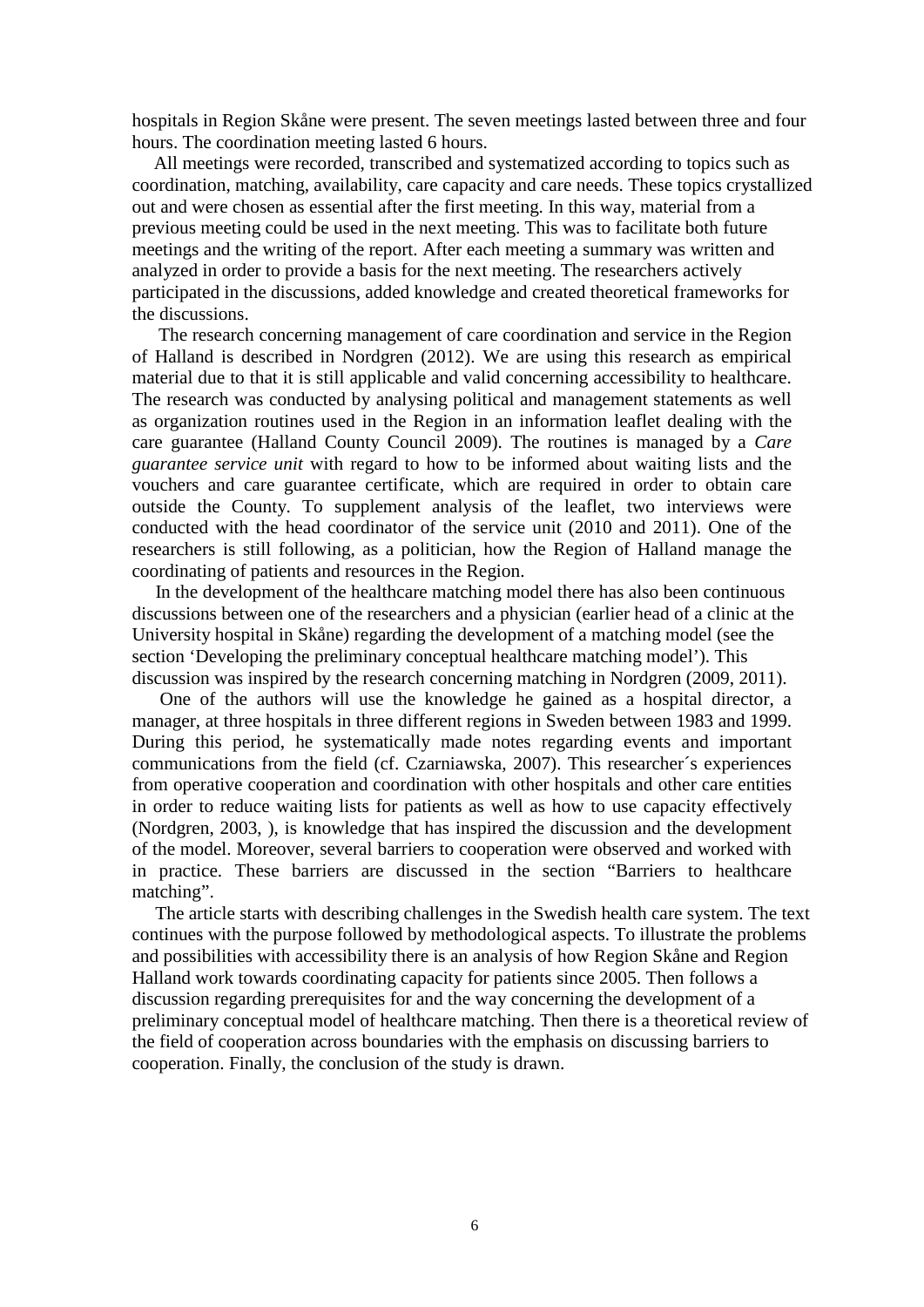hospitals in Region Skåne were present. The seven meetings lasted between three and four hours. The coordination meeting lasted 6 hours.

All meetings were recorded, transcribed and systematized according to topics such as coordination, matching, availability, care capacity and care needs. These topics crystallized out and were chosen as essential after the first meeting. In this way, material from a previous meeting could be used in the next meeting. This was to facilitate both future meetings and the writing of the report. After each meeting a summary was written and analyzed in order to provide a basis for the next meeting. The researchers actively participated in the discussions, added knowledge and created theoretical frameworks for the discussions.

The research concerning management of care coordination and service in the Region of Halland is described in Nordgren (2012). We are using this research as empirical material due to that it is still applicable and valid concerning accessibility to healthcare. The research was conducted by analysing political and management statements as well as organization routines used in the Region in an information leaflet dealing with the care guarantee (Halland County Council 2009). The routines is managed by a *Care guarantee service unit* with regard to how to be informed about waiting lists and the vouchers and care guarantee certificate, which are required in order to obtain care outside the County. To supplement analysis of the leaflet, two interviews were conducted with the head coordinator of the service unit (2010 and 2011). One of the researchers is still following, as a politician, how the Region of Halland manage the coordinating of patients and resources in the Region.

In the development of the healthcare matching model there has also been continuous discussions between one of the researchers and a physician (earlier head of a clinic at the University hospital in Skåne) regarding the development of a matching model (see the section 'Developing the preliminary conceptual healthcare matching model'). This discussion was inspired by the research concerning matching in Nordgren (2009, 2011).

One of the authors will use the knowledge he gained as a hospital director, a manager, at three hospitals in three different regions in Sweden between 1983 and 1999. During this period, he systematically made notes regarding events and important communications from the field (cf. Czarniawska, 2007). This researcher´s experiences from operative cooperation and coordination with other hospitals and other care entities in order to reduce waiting lists for patients as well as how to use capacity effectively (Nordgren, 2003, ), is knowledge that has inspired the discussion and the development of the model. Moreover, several barriers to cooperation were observed and worked with in practice. These barriers are discussed in the section "Barriers to healthcare matching".

The article starts with describing challenges in the Swedish health care system. The text continues with the purpose followed by methodological aspects. To illustrate the problems and possibilities with accessibility there is an analysis of how Region Skåne and Region Halland work towards coordinating capacity for patients since 2005. Then follows a discussion regarding prerequisites for and the way concerning the development of a preliminary conceptual model of healthcare matching. Then there is a theoretical review of the field of cooperation across boundaries with the emphasis on discussing barriers to cooperation. Finally, the conclusion of the study is drawn.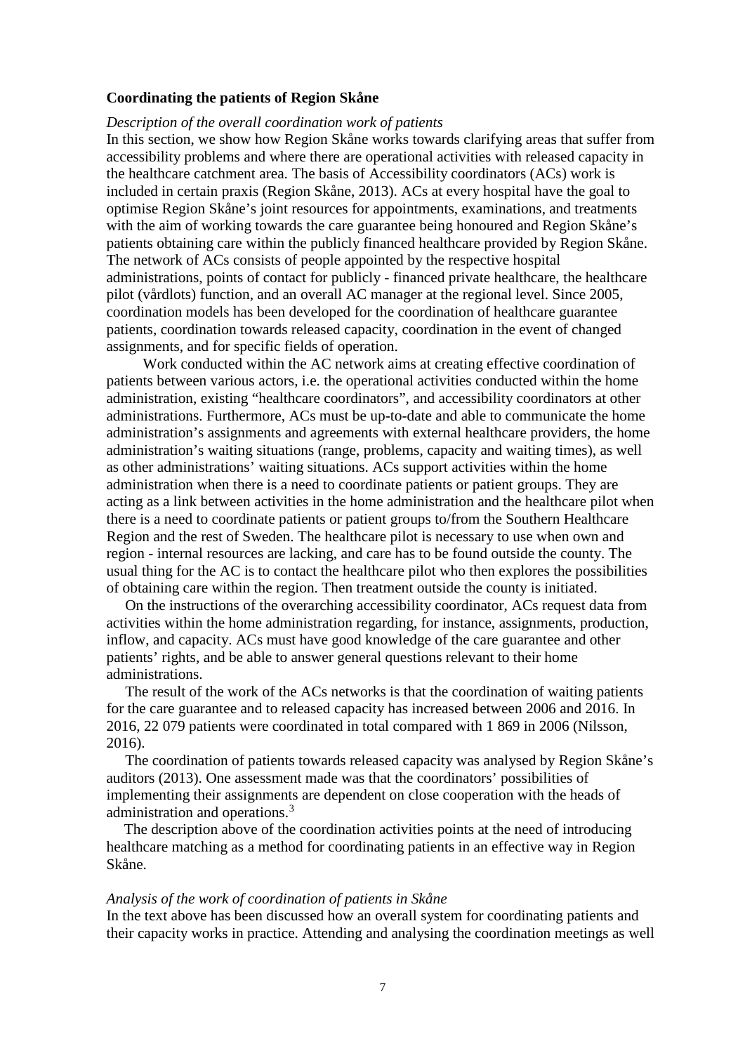**Coordinating the patients of Region Skåne**

*Description of the overall coordination work of patients*

In this section, we show how Region Skåne works towards clarifying areas that suffer from accessibility problems and where there are operational activities with released capacity in the healthcare catchment area. The basis of Accessibility coordinators (ACs) work is included in certain praxis (Region Skåne, 2013). ACs at every hospital have the goal to optimise Region Skåne's joint resources for appointments, examinations, and treatments with the aim of working towards the care guarantee being honoured and Region Skåne's patients obtaining care within the publicly financed healthcare provided by Region Skåne. The network of ACs consists of people appointed by the respective hospital administrations, points of contact for publicly - financed private healthcare, the healthcare pilot (vårdlots) function, and an overall AC manager at the regional level. Since 2005, coordination models has been developed for the coordination of healthcare guarantee patients, coordination towards released capacity, coordination in the event of changed assignments, and for specific fields of operation.

Work conducted within the AC network aims at creating effective coordination of patients between various actors, i.e. the operational activities conducted within the home administration, existing "healthcare coordinators", and accessibility coordinators at other administrations. Furthermore, ACs must be up-to-date and able to communicate the home administration's assignments and agreements with external healthcare providers, the home administration's waiting situations (range, problems, capacity and waiting times), as well as other administrations' waiting situations. ACs support activities within the home administration when there is a need to coordinate patients or patient groups. They are acting as a link between activities in the home administration and the healthcare pilot when there is a need to coordinate patients or patient groups to/from the Southern Healthcare Region and the rest of Sweden. The healthcare pilot is necessary to use when own and region - internal resources are lacking, and care has to be found outside the county. The usual thing for the AC is to contact the healthcare pilot who then explores the possibilities of obtaining care within the region. Then treatment outside the county is initiated.

On the instructions of the overarching accessibility coordinator, ACs request data from activities within the home administration regarding, for instance, assignments, production, inflow, and capacity. ACs must have good knowledge of the care guarantee and other patients' rights, and be able to answer general questions relevant to their home administrations.

The result of the work of the ACs networks is that the coordination of waiting patients for the care guarantee and to released capacity has increased between 2006 and 2016. In 2016, 22 079 patients were coordinated in total compared with 1 869 in 2006 (Nilsson, 2016).

The coordination of patients towards released capacity was analysed by Region Skåne's auditors (2013). One assessment made was that the coordinators' possibilities of implementing their assignments are dependent on close cooperation with the heads of administration and operations.[3]

The description above of the coordination activities points at the need of introducing healthcare matching as a method for coordinating patients in an effective way in Region Skåne.

*Analysis of the work of coordination of patients in Skåne*

In the text above has been discussed how an overall system for coordinating patients and their capacity works in practice. Attending and analysing the coordination meetings as well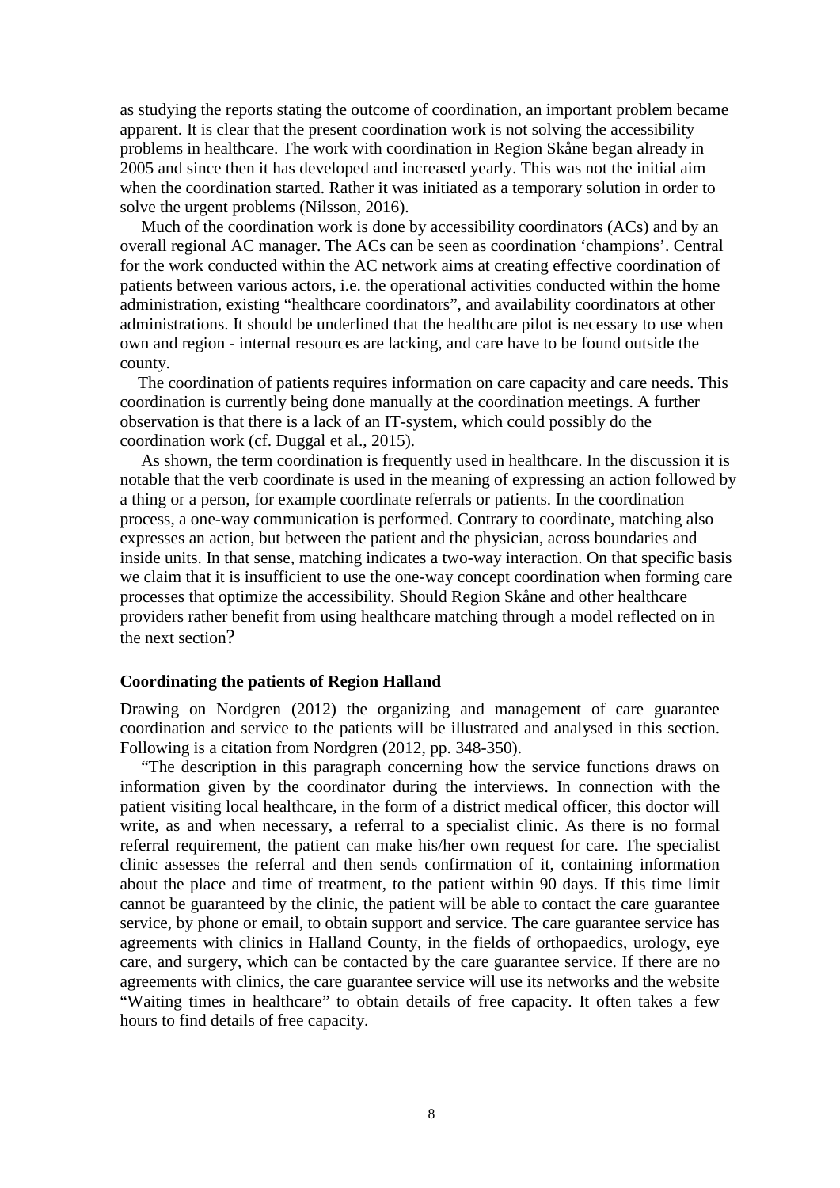as studying the reports stating the outcome of coordination, an important problem became apparent. It is clear that the present coordination work is not solving the accessibility problems in healthcare. The work with coordination in Region Skåne began already in 2005 and since then it has developed and increased yearly. This was not the initial aim when the coordination started. Rather it was initiated as a temporary solution in order to solve the urgent problems (Nilsson, 2016).

Much of the coordination work is done by accessibility coordinators (ACs) and by an overall regional AC manager. The ACs can be seen as coordination 'champions'. Central for the work conducted within the AC network aims at creating effective coordination of patients between various actors, i.e. the operational activities conducted within the home administration, existing "healthcare coordinators", and availability coordinators at other administrations. It should be underlined that the healthcare pilot is necessary to use when own and region - internal resources are lacking, and care have to be found outside the county.

The coordination of patients requires information on care capacity and care needs. This coordination is currently being done manually at the coordination meetings. A further observation is that there is a lack of an IT-system, which could possibly do the coordination work (cf. Duggal et al., 2015).

As shown, the term coordination is frequently used in healthcare. In the discussion it is notable that the verb coordinate is used in the meaning of expressing an action followed by a thing or a person, for example coordinate referrals or patients. In the coordination process, a one-way communication is performed. Contrary to coordinate, matching also expresses an action, but between the patient and the physician, across boundaries and inside units. In that sense, matching indicates a two-way interaction. On that specific basis we claim that it is insufficient to use the one-way concept coordination when forming care processes that optimize the accessibility. Should Region Skåne and other healthcare providers rather benefit from using healthcare matching through a model reflected on in the next section?

### Coordinating the patients of Region Halland

Drawing on Nordgren (2012) the organizing and management of care guarantee coordination and service to the patients will be illustrated and analysed in this section. Following is a citation from Nordgren (2012, pp. 348-350).

"The description in this paragraph concerning how the service functions draws on information given by the coordinator during the interviews. In connection with the patient visiting local healthcare, in the form of a district medical officer, this doctor will write, as and when necessary, a referral to a specialist clinic. As there is no formal referral requirement, the patient can make his/her own request for care. The specialist clinic assesses the referral and then sends confirmation of it, containing information about the place and time of treatment, to the patient within 90 days. If this time limit cannot be guaranteed by the clinic, the patient will be able to contact the care guarantee service, by phone or email, to obtain support and service. The care guarantee service has agreements with clinics in Halland County, in the fields of orthopaedics, urology, eye care, and surgery, which can be contacted by the care guarantee service. If there are no agreements with clinics, the care guarantee service will use its networks and the website "Waiting times in healthcare" to obtain details of free capacity. It often takes a few hours to find details of free capacity.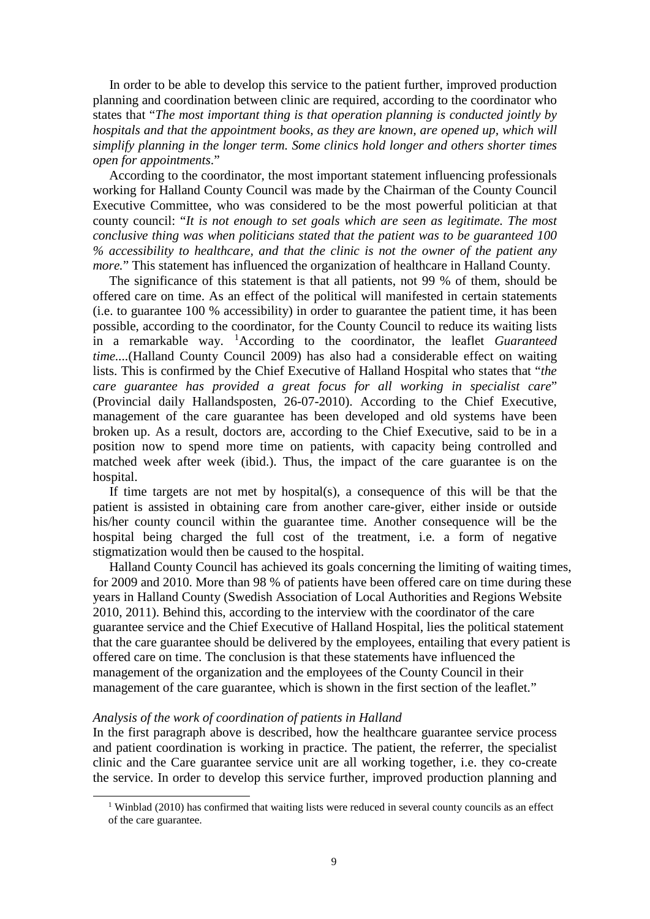In order to be able to develop this service to the patient further, improved production planning and coordination between clinic are required, according to the coordinator who states that "*The most important thing is that operation planning is conducted jointly by hospitals and that the appointment books, as they are known, are opened up, which will simplify planning in the longer term. Some clinics hold longer and others shorter times open for appointments*."

According to the coordinator, the most important statement influencing professionals working for Halland County Council was made by the Chairman of the County Council Executive Committee, who was considered to be the most powerful politician at that county council: "*It is not enough to set goals which are seen as legitimate. The most conclusive thing was when politicians stated that the patient was to be guaranteed 100 % accessibility to healthcare, and that the clinic is not the owner of the patient any more.*" This statement has influenced the organization of healthcare in Halland County.

The significance of this statement is that all patients, not 99 % of them, should be offered care on time. As an effect of the political will manifested in certain statements (i.e. to guarantee 100 % accessibility) in order to guarantee the patient time, it has been possible, according to the coordinator, for the County Council to reduce its waiting lists in a remarkable way. [1]According to the coordinator, the leaflet *Guaranteed time...*.(Halland County Council 2009) has also had a considerable effect on waiting lists. This is confirmed by the Chief Executive of Halland Hospital who states that "*the care guarantee has provided a great focus for all working in specialist care*" (Provincial daily Hallandsposten, 26-07-2010). According to the Chief Executive, management of the care guarantee has been developed and old systems have been broken up. As a result, doctors are, according to the Chief Executive, said to be in a position now to spend more time on patients, with capacity being controlled and matched week after week (ibid.). Thus, the impact of the care guarantee is on the hospital.

If time targets are not met by hospital(s), a consequence of this will be that the patient is assisted in obtaining care from another care-giver, either inside or outside his/her county council within the guarantee time. Another consequence will be the hospital being charged the full cost of the treatment, i.e. a form of negative stigmatization would then be caused to the hospital.

Halland County Council has achieved its goals concerning the limiting of waiting times, for 2009 and 2010. More than 98 % of patients have been offered care on time during these years in Halland County (Swedish Association of Local Authorities and Regions Website 2010, 2011). Behind this, according to the interview with the coordinator of the care guarantee service and the Chief Executive of Halland Hospital, lies the political statement that the care guarantee should be delivered by the employees, entailing that every patient is offered care on time. The conclusion is that these statements have influenced the management of the organization and the employees of the County Council in their management of the care guarantee, which is shown in the first section of the leaflet."

*Analysis of the work of coordination of patients in Halland*

In the first paragraph above is described, how the healthcare guarantee service process and patient coordination is working in practice. The patient, the referrer, the specialist clinic and the Care guarantee service unit are all working together, i.e. they co-create the service. In order to develop this service further, improved production planning and

[1] Winblad (2010) has confirmed that waiting lists were reduced in several county councils as an effect of the care guarantee.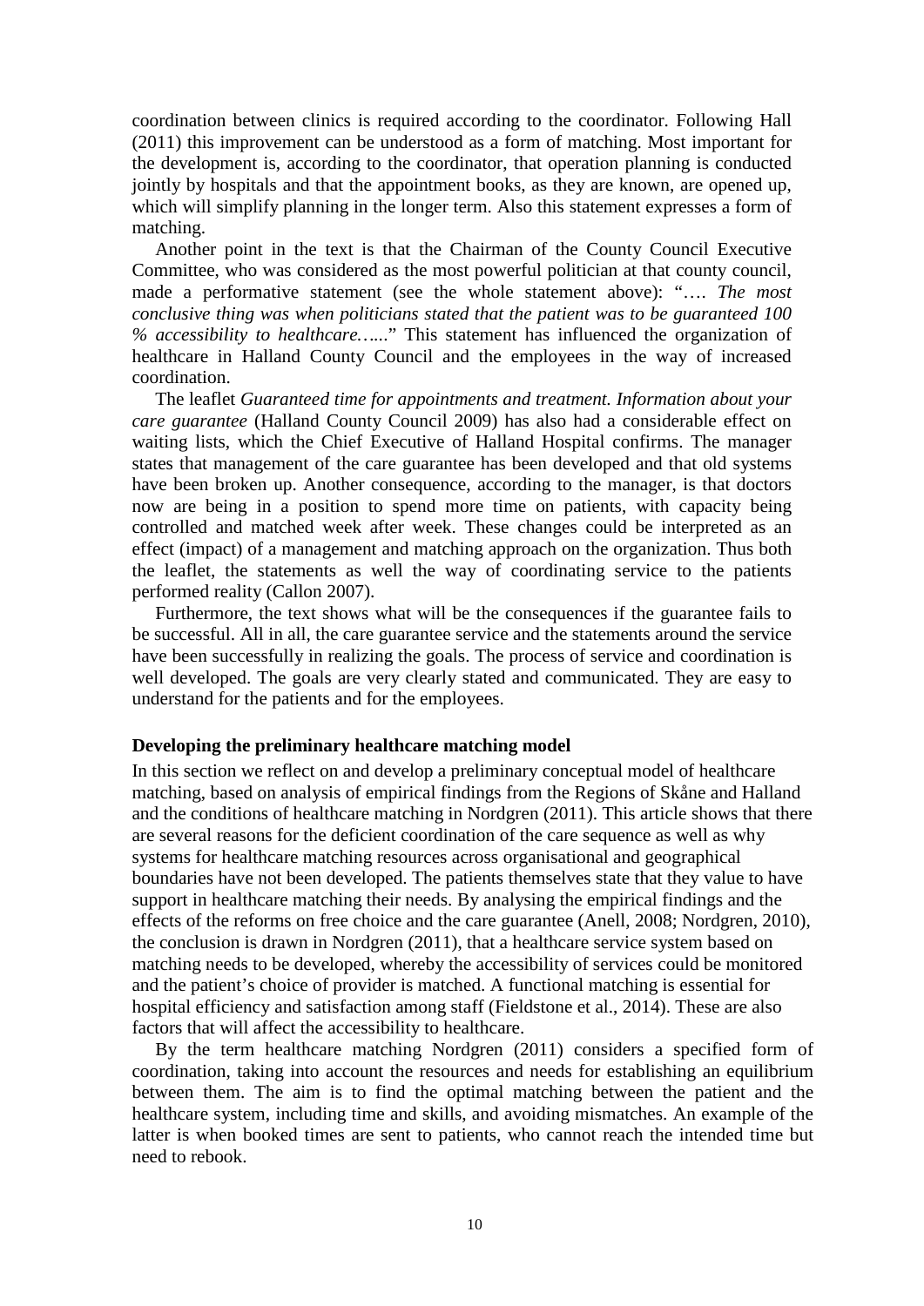coordination between clinics is required according to the coordinator. Following Hall (2011) this improvement can be understood as a form of matching. Most important for the development is, according to the coordinator, that operation planning is conducted jointly by hospitals and that the appointment books, as they are known, are opened up, which will simplify planning in the longer term. Also this statement expresses a form of matching.

Another point in the text is that the Chairman of the County Council Executive Committee, who was considered as the most powerful politician at that county council, made a performative statement (see the whole statement above): "…. *The most conclusive thing was when politicians stated that the patient was to be guaranteed 100 % accessibility to healthcare…...*" This statement has influenced the organization of healthcare in Halland County Council and the employees in the way of increased coordination.

The leaflet *Guaranteed time for appointments and treatment. Information about your care guarantee* (Halland County Council 2009) has also had a considerable effect on waiting lists, which the Chief Executive of Halland Hospital confirms. The manager states that management of the care guarantee has been developed and that old systems have been broken up. Another consequence, according to the manager, is that doctors now are being in a position to spend more time on patients, with capacity being controlled and matched week after week. These changes could be interpreted as an effect (impact) of a management and matching approach on the organization. Thus both the leaflet, the statements as well the way of coordinating service to the patients performed reality (Callon 2007).

Furthermore, the text shows what will be the consequences if the guarantee fails to be successful. All in all, the care guarantee service and the statements around the service have been successfully in realizing the goals. The process of service and coordination is well developed. The goals are very clearly stated and communicated. They are easy to understand for the patients and for the employees.

### Developing the preliminary healthcare matching model

In this section we reflect on and develop a preliminary conceptual model of healthcare matching, based on analysis of empirical findings from the Regions of Skåne and Halland and the conditions of healthcare matching in Nordgren (2011). This article shows that there are several reasons for the deficient coordination of the care sequence as well as why systems for healthcare matching resources across organisational and geographical boundaries have not been developed. The patients themselves state that they value to have support in healthcare matching their needs. By analysing the empirical findings and the effects of the reforms on free choice and the care guarantee (Anell, 2008; Nordgren, 2010), the conclusion is drawn in Nordgren (2011), that a healthcare service system based on matching needs to be developed, whereby the accessibility of services could be monitored and the patient's choice of provider is matched. A functional matching is essential for hospital efficiency and satisfaction among staff (Fieldstone et al., 2014). These are also factors that will affect the accessibility to healthcare.

By the term healthcare matching Nordgren (2011) considers a specified form of coordination, taking into account the resources and needs for establishing an equilibrium between them. The aim is to find the optimal matching between the patient and the healthcare system, including time and skills, and avoiding mismatches. An example of the latter is when booked times are sent to patients, who cannot reach the intended time but need to rebook.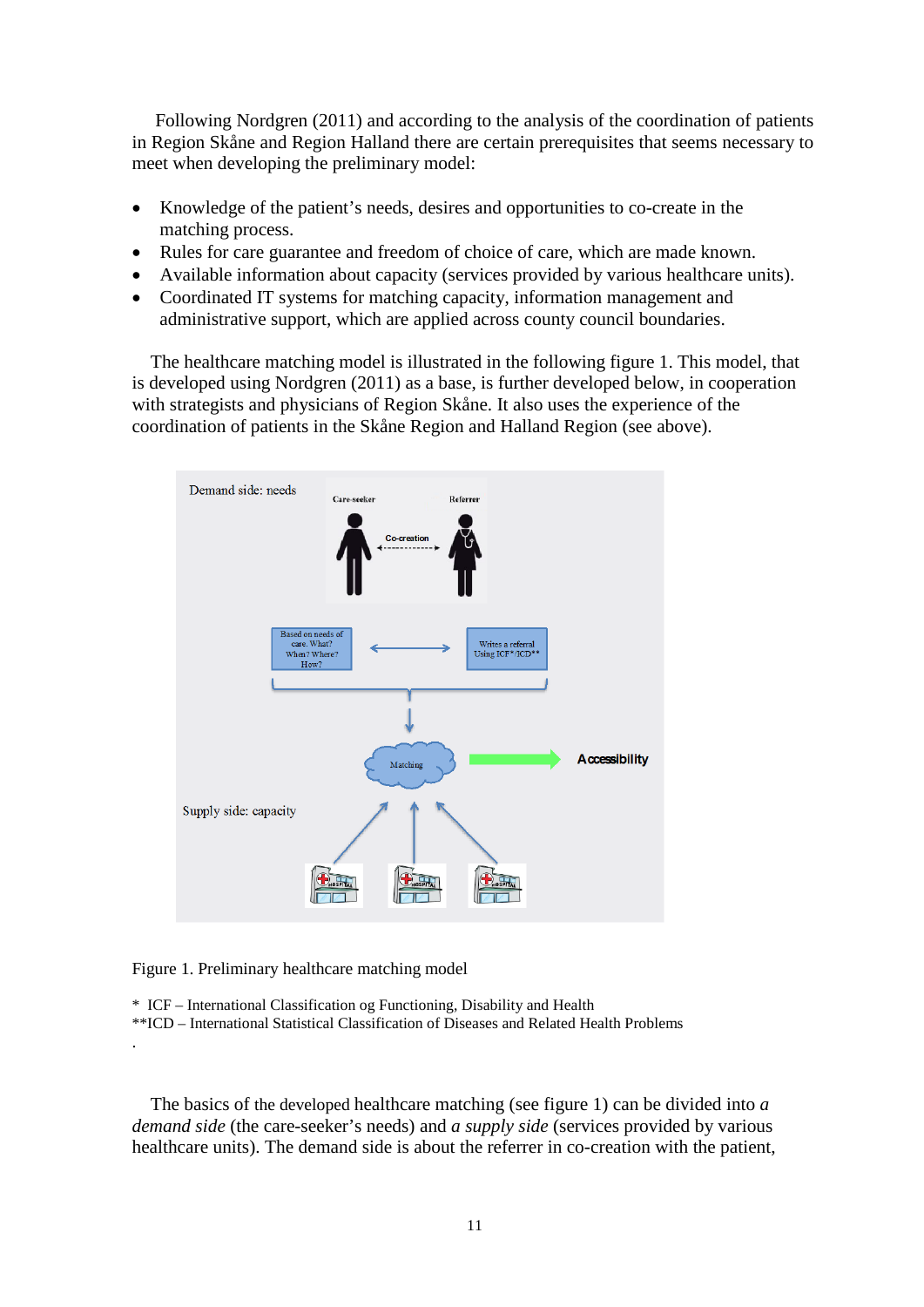Following Nordgren (2011) and according to the analysis of the coordination of patients in Region Skåne and Region Halland there are certain prerequisites that seems necessary to meet when developing the preliminary model:

- Knowledge of the patient's needs, desires and opportunities to co-create in the matching process.
- Rules for care guarantee and freedom of choice of care, which are made known.
- Available information about capacity (services provided by various healthcare units).
- Coordinated IT systems for matching capacity, information management and administrative support, which are applied across county council boundaries.

The healthcare matching model is illustrated in the following figure 1. This model, that is developed using Nordgren (2011) as a base, is further developed below, in cooperation with strategists and physicians of Region Skåne. It also uses the experience of the coordination of patients in the Skåne Region and Halland Region (see above).

Figure 1. Preliminary healthcare matching model

\* ICF – International Classification og Functioning, Disability and Health
\*\*ICD – International Statistical Classification of Diseases and Related Health Problems

The basics of the developed healthcare matching (see figure 1) can be divided into *a demand side* (the care-seeker's needs) and *a supply side* (services provided by various healthcare units). The demand side is about the referrer in co-creation with the patient,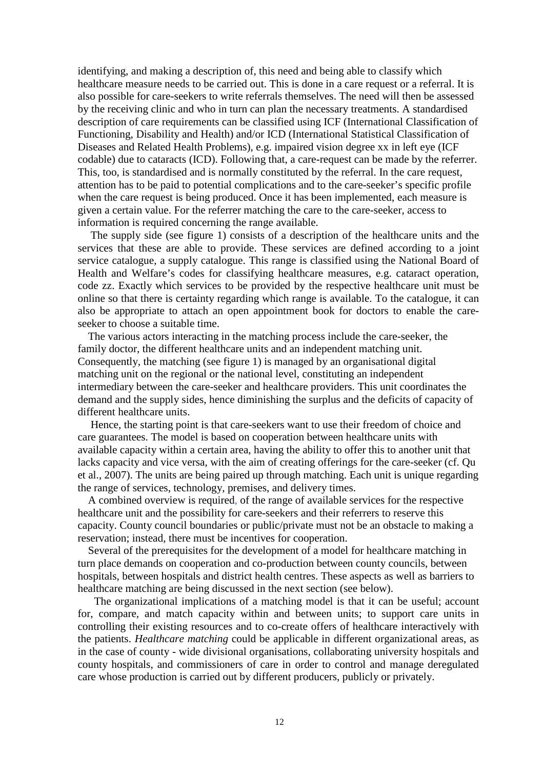identifying, and making a description of, this need and being able to classify which healthcare measure needs to be carried out. This is done in a care request or a referral. It is also possible for care-seekers to write referrals themselves. The need will then be assessed by the receiving clinic and who in turn can plan the necessary treatments. A standardised description of care requirements can be classified using ICF (International Classification of Functioning, Disability and Health) and/or ICD (International Statistical Classification of Diseases and Related Health Problems), e.g. impaired vision degree xx in left eye (ICF codable) due to cataracts (ICD). Following that, a care-request can be made by the referrer. This, too, is standardised and is normally constituted by the referral. In the care request, attention has to be paid to potential complications and to the care-seeker's specific profile when the care request is being produced. Once it has been implemented, each measure is given a certain value. For the referrer matching the care to the care-seeker, access to information is required concerning the range available.

The supply side (see figure 1) consists of a description of the healthcare units and the services that these are able to provide. These services are defined according to a joint service catalogue, a supply catalogue. This range is classified using the National Board of Health and Welfare's codes for classifying healthcare measures, e.g. cataract operation, code zz. Exactly which services to be provided by the respective healthcare unit must be online so that there is certainty regarding which range is available. To the catalogue, it can also be appropriate to attach an open appointment book for doctors to enable the care-seeker to choose a suitable time.

The various actors interacting in the matching process include the care-seeker, the family doctor, the different healthcare units and an independent matching unit. Consequently, the matching (see figure 1) is managed by an organisational digital matching unit on the regional or the national level, constituting an independent intermediary between the care-seeker and healthcare providers. This unit coordinates the demand and the supply sides, hence diminishing the surplus and the deficits of capacity of different healthcare units.

Hence, the starting point is that care-seekers want to use their freedom of choice and care guarantees. The model is based on cooperation between healthcare units with available capacity within a certain area, having the ability to offer this to another unit that lacks capacity and vice versa, with the aim of creating offerings for the care-seeker (cf. Qu et al., 2007). The units are being paired up through matching. Each unit is unique regarding the range of services, technology, premises, and delivery times.

A combined overview is required, of the range of available services for the respective healthcare unit and the possibility for care-seekers and their referrers to reserve this capacity. County council boundaries or public/private must not be an obstacle to making a reservation; instead, there must be incentives for cooperation.

Several of the prerequisites for the development of a model for healthcare matching in turn place demands on cooperation and co-production between county councils, between hospitals, between hospitals and district health centres. These aspects as well as barriers to healthcare matching are being discussed in the next section (see below).

The organizational implications of a matching model is that it can be useful; account for, compare, and match capacity within and between units; to support care units in controlling their existing resources and to co-create offers of healthcare interactively with the patients. *Healthcare matching* could be applicable in different organizational areas, as in the case of county - wide divisional organisations, collaborating university hospitals and county hospitals, and commissioners of care in order to control and manage deregulated care whose production is carried out by different producers, publicly or privately.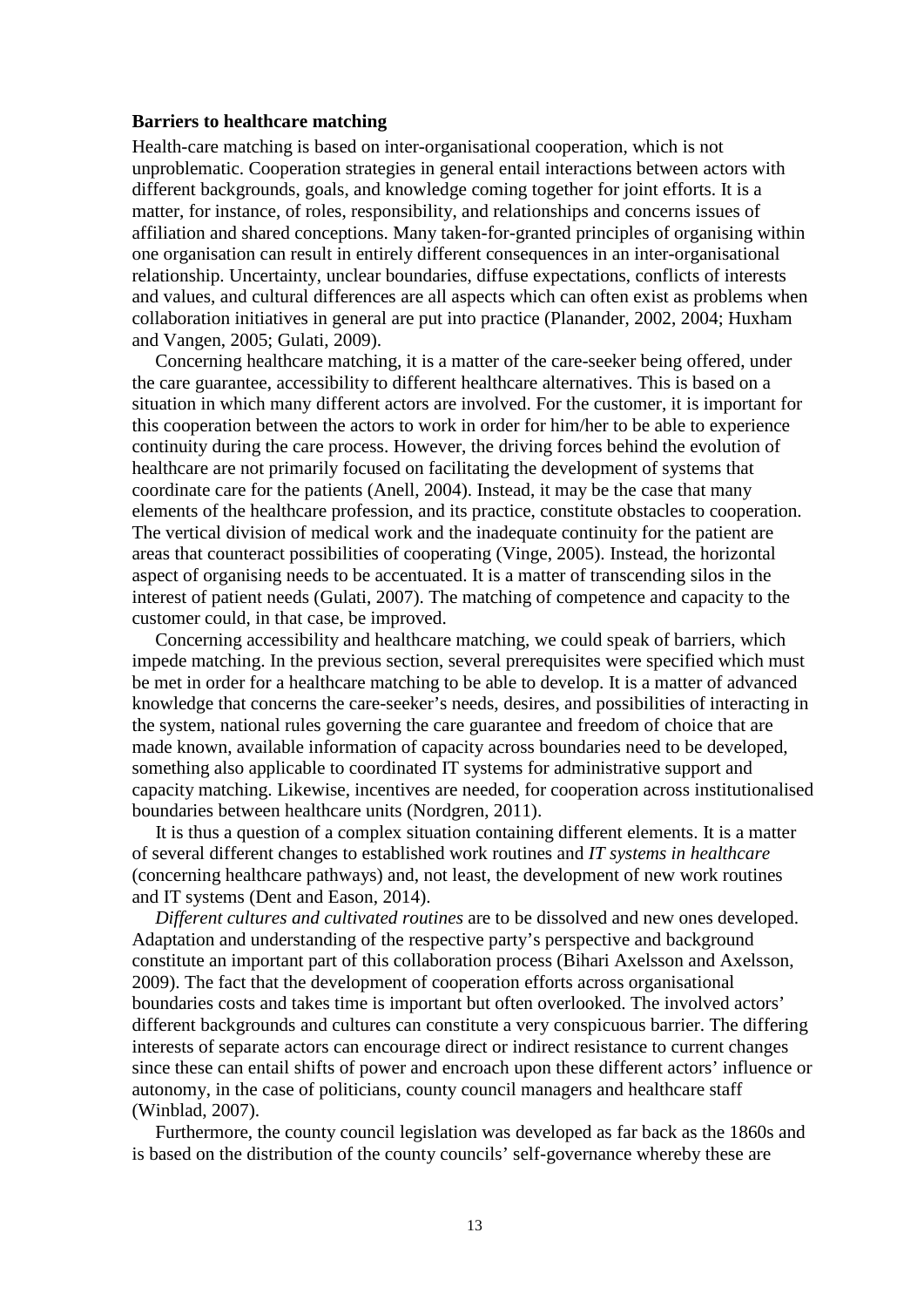**Barriers to healthcare matching**

Health-care matching is based on inter-organisational cooperation, which is not unproblematic. Cooperation strategies in general entail interactions between actors with different backgrounds, goals, and knowledge coming together for joint efforts. It is a matter, for instance, of roles, responsibility, and relationships and concerns issues of affiliation and shared conceptions. Many taken-for-granted principles of organising within one organisation can result in entirely different consequences in an inter-organisational relationship. Uncertainty, unclear boundaries, diffuse expectations, conflicts of interests and values, and cultural differences are all aspects which can often exist as problems when collaboration initiatives in general are put into practice (Planander, 2002, 2004; Huxham and Vangen, 2005; Gulati, 2009).

Concerning healthcare matching, it is a matter of the care-seeker being offered, under the care guarantee, accessibility to different healthcare alternatives. This is based on a situation in which many different actors are involved. For the customer, it is important for this cooperation between the actors to work in order for him/her to be able to experience continuity during the care process. However, the driving forces behind the evolution of healthcare are not primarily focused on facilitating the development of systems that coordinate care for the patients (Anell, 2004). Instead, it may be the case that many elements of the healthcare profession, and its practice, constitute obstacles to cooperation. The vertical division of medical work and the inadequate continuity for the patient are areas that counteract possibilities of cooperating (Vinge, 2005). Instead, the horizontal aspect of organising needs to be accentuated. It is a matter of transcending silos in the interest of patient needs (Gulati, 2007). The matching of competence and capacity to the customer could, in that case, be improved.

Concerning accessibility and healthcare matching, we could speak of barriers, which impede matching. In the previous section, several prerequisites were specified which must be met in order for a healthcare matching to be able to develop. It is a matter of advanced knowledge that concerns the care-seeker's needs, desires, and possibilities of interacting in the system, national rules governing the care guarantee and freedom of choice that are made known, available information of capacity across boundaries need to be developed, something also applicable to coordinated IT systems for administrative support and capacity matching. Likewise, incentives are needed, for cooperation across institutionalised boundaries between healthcare units (Nordgren, 2011).

It is thus a question of a complex situation containing different elements. It is a matter of several different changes to established work routines and *IT systems in healthcare* (concerning healthcare pathways) and, not least, the development of new work routines and IT systems (Dent and Eason, 2014).

*Different cultures and cultivated routines* are to be dissolved and new ones developed. Adaptation and understanding of the respective party's perspective and background constitute an important part of this collaboration process (Bihari Axelsson and Axelsson, 2009). The fact that the development of cooperation efforts across organisational boundaries costs and takes time is important but often overlooked. The involved actors' different backgrounds and cultures can constitute a very conspicuous barrier. The differing interests of separate actors can encourage direct or indirect resistance to current changes since these can entail shifts of power and encroach upon these different actors' influence or autonomy, in the case of politicians, county council managers and healthcare staff (Winblad, 2007).

Furthermore, the county council legislation was developed as far back as the 1860s and is based on the distribution of the county councils' self-governance whereby these are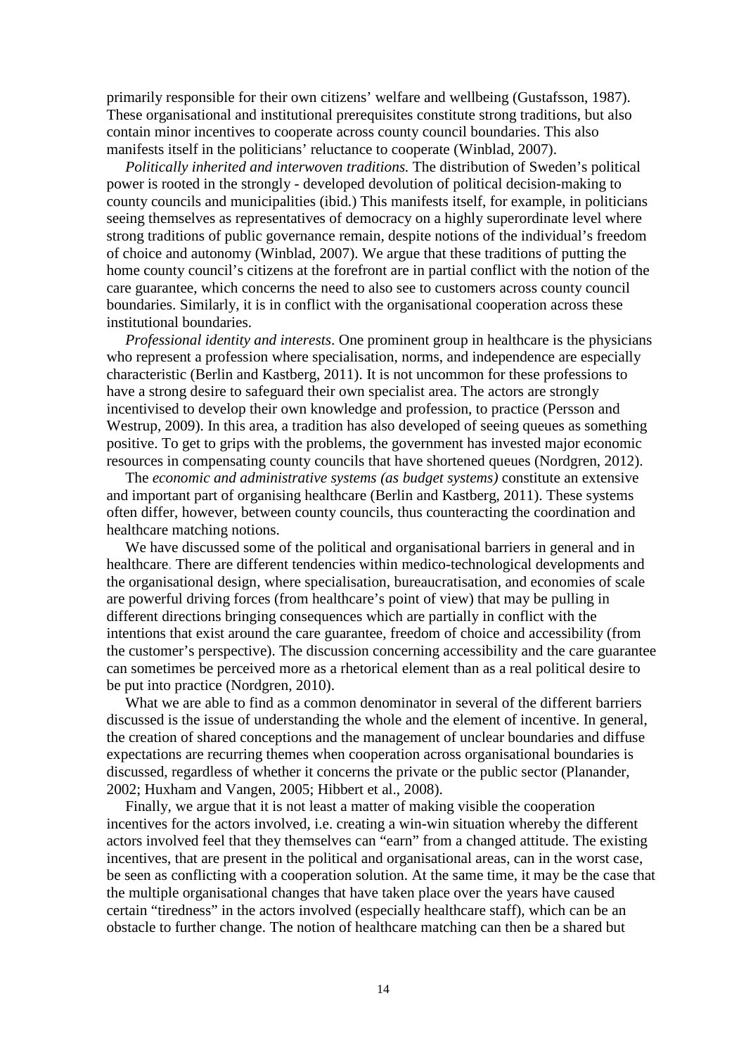primarily responsible for their own citizens' welfare and wellbeing (Gustafsson, 1987). These organisational and institutional prerequisites constitute strong traditions, but also contain minor incentives to cooperate across county council boundaries. This also manifests itself in the politicians' reluctance to cooperate (Winblad, 2007).

*Politically inherited and interwoven traditions.* The distribution of Sweden's political power is rooted in the strongly - developed devolution of political decision-making to county councils and municipalities (ibid.) This manifests itself, for example, in politicians seeing themselves as representatives of democracy on a highly superordinate level where strong traditions of public governance remain, despite notions of the individual's freedom of choice and autonomy (Winblad, 2007). We argue that these traditions of putting the home county council's citizens at the forefront are in partial conflict with the notion of the care guarantee, which concerns the need to also see to customers across county council boundaries. Similarly, it is in conflict with the organisational cooperation across these institutional boundaries.

*Professional identity and interests*. One prominent group in healthcare is the physicians who represent a profession where specialisation, norms, and independence are especially characteristic (Berlin and Kastberg, 2011). It is not uncommon for these professions to have a strong desire to safeguard their own specialist area. The actors are strongly incentivised to develop their own knowledge and profession, to practice (Persson and Westrup, 2009). In this area, a tradition has also developed of seeing queues as something positive. To get to grips with the problems, the government has invested major economic resources in compensating county councils that have shortened queues (Nordgren, 2012).

The *economic and administrative systems (as budget systems)* constitute an extensive and important part of organising healthcare (Berlin and Kastberg, 2011). These systems often differ, however, between county councils, thus counteracting the coordination and healthcare matching notions.

We have discussed some of the political and organisational barriers in general and in healthcare. There are different tendencies within medico-technological developments and the organisational design, where specialisation, bureaucratisation, and economies of scale are powerful driving forces (from healthcare's point of view) that may be pulling in different directions bringing consequences which are partially in conflict with the intentions that exist around the care guarantee, freedom of choice and accessibility (from the customer's perspective). The discussion concerning accessibility and the care guarantee can sometimes be perceived more as a rhetorical element than as a real political desire to be put into practice (Nordgren, 2010).

What we are able to find as a common denominator in several of the different barriers discussed is the issue of understanding the whole and the element of incentive. In general, the creation of shared conceptions and the management of unclear boundaries and diffuse expectations are recurring themes when cooperation across organisational boundaries is discussed, regardless of whether it concerns the private or the public sector (Planander, 2002; Huxham and Vangen, 2005; Hibbert et al., 2008).

Finally, we argue that it is not least a matter of making visible the cooperation incentives for the actors involved, i.e. creating a win-win situation whereby the different actors involved feel that they themselves can "earn" from a changed attitude. The existing incentives, that are present in the political and organisational areas, can in the worst case, be seen as conflicting with a cooperation solution. At the same time, it may be the case that the multiple organisational changes that have taken place over the years have caused certain "tiredness" in the actors involved (especially healthcare staff), which can be an obstacle to further change. The notion of healthcare matching can then be a shared but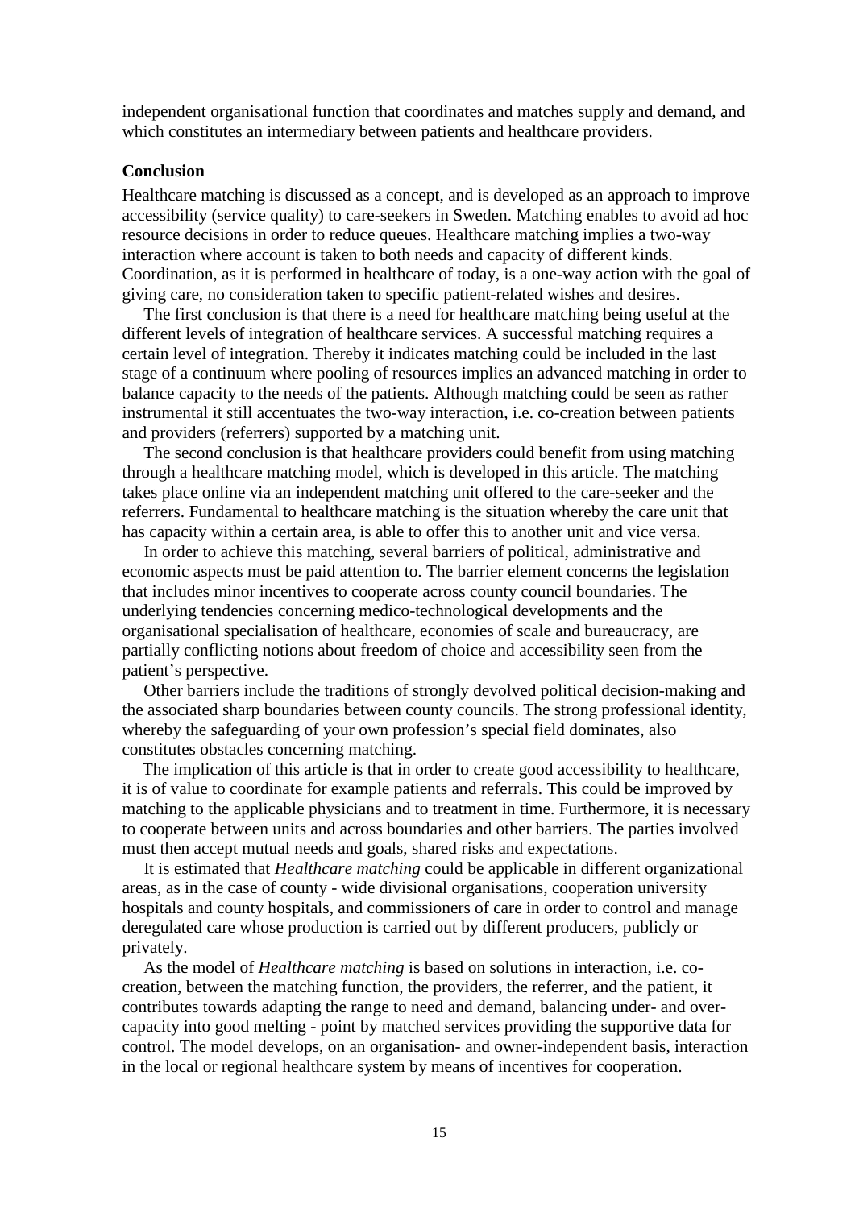independent organisational function that coordinates and matches supply and demand, and which constitutes an intermediary between patients and healthcare providers.

### Conclusion

Healthcare matching is discussed as a concept, and is developed as an approach to improve accessibility (service quality) to care-seekers in Sweden. Matching enables to avoid ad hoc resource decisions in order to reduce queues. Healthcare matching implies a two-way interaction where account is taken to both needs and capacity of different kinds. Coordination, as it is performed in healthcare of today, is a one-way action with the goal of giving care, no consideration taken to specific patient-related wishes and desires.

The first conclusion is that there is a need for healthcare matching being useful at the different levels of integration of healthcare services. A successful matching requires a certain level of integration. Thereby it indicates matching could be included in the last stage of a continuum where pooling of resources implies an advanced matching in order to balance capacity to the needs of the patients. Although matching could be seen as rather instrumental it still accentuates the two-way interaction, i.e. co-creation between patients and providers (referrers) supported by a matching unit.

The second conclusion is that healthcare providers could benefit from using matching through a healthcare matching model, which is developed in this article. The matching takes place online via an independent matching unit offered to the care-seeker and the referrers. Fundamental to healthcare matching is the situation whereby the care unit that has capacity within a certain area, is able to offer this to another unit and vice versa.

In order to achieve this matching, several barriers of political, administrative and economic aspects must be paid attention to. The barrier element concerns the legislation that includes minor incentives to cooperate across county council boundaries. The underlying tendencies concerning medico-technological developments and the organisational specialisation of healthcare, economies of scale and bureaucracy, are partially conflicting notions about freedom of choice and accessibility seen from the patient's perspective.

Other barriers include the traditions of strongly devolved political decision-making and the associated sharp boundaries between county councils. The strong professional identity, whereby the safeguarding of your own profession's special field dominates, also constitutes obstacles concerning matching.

The implication of this article is that in order to create good accessibility to healthcare, it is of value to coordinate for example patients and referrals. This could be improved by matching to the applicable physicians and to treatment in time. Furthermore, it is necessary to cooperate between units and across boundaries and other barriers. The parties involved must then accept mutual needs and goals, shared risks and expectations.

It is estimated that *Healthcare matching* could be applicable in different organizational areas, as in the case of county - wide divisional organisations, cooperation university hospitals and county hospitals, and commissioners of care in order to control and manage deregulated care whose production is carried out by different producers, publicly or privately.

As the model of *Healthcare matching* is based on solutions in interaction, i.e. co-creation, between the matching function, the providers, the referrer, and the patient, it contributes towards adapting the range to need and demand, balancing under- and over-capacity into good melting - point by matched services providing the supportive data for control. The model develops, on an organisation- and owner-independent basis, interaction in the local or regional healthcare system by means of incentives for cooperation.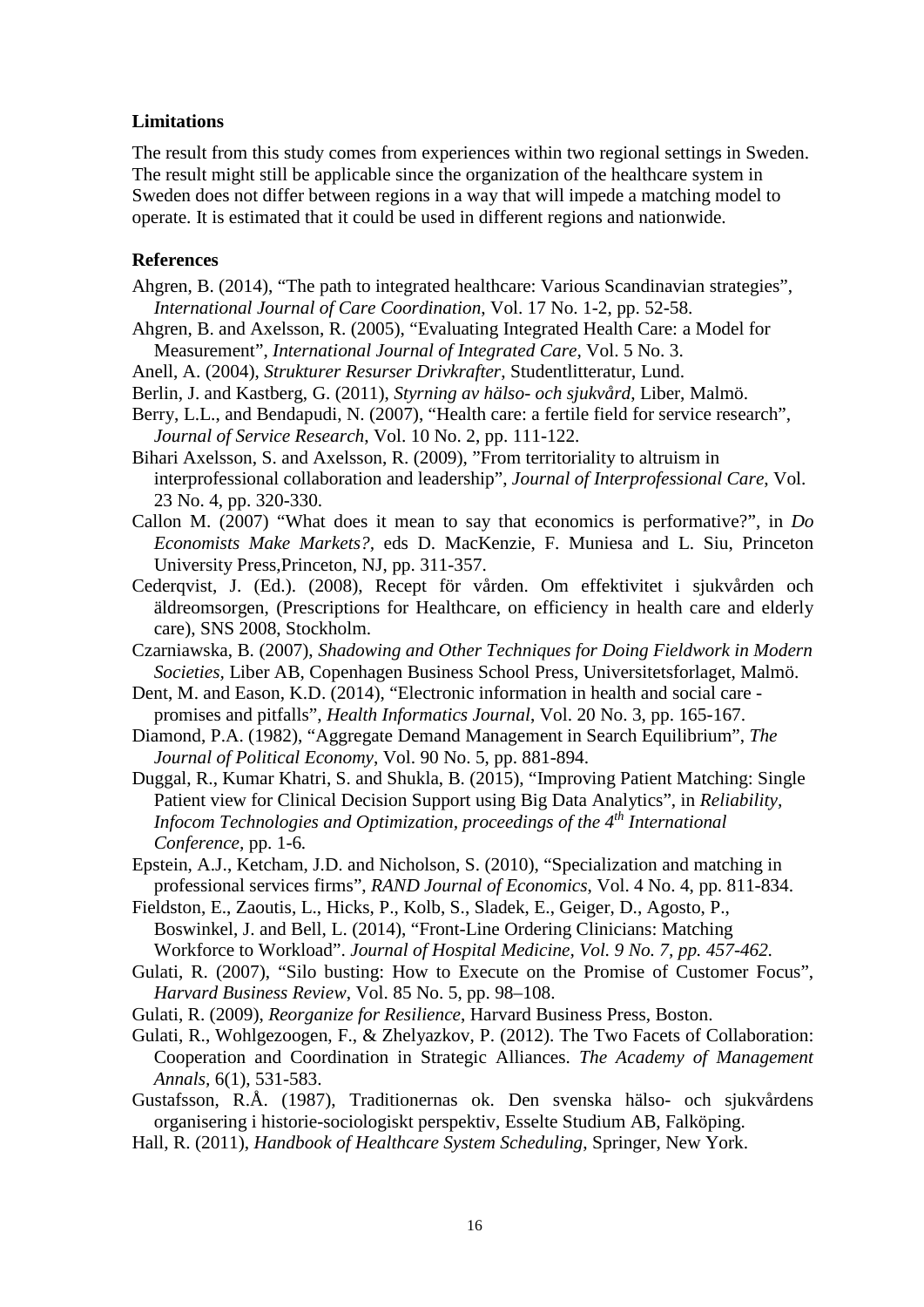## Limitations

The result from this study comes from experiences within two regional settings in Sweden. The result might still be applicable since the organization of the healthcare system in Sweden does not differ between regions in a way that will impede a matching model to operate. It is estimated that it could be used in different regions and nationwide.

## References

Ahgren, B. (2014), "The path to integrated healthcare: Various Scandinavian strategies", *International Journal of Care Coordination*, Vol. 17 No. 1-2, pp. 52-58.

Ahgren, B. and Axelsson, R. (2005), "Evaluating Integrated Health Care: a Model for Measurement", *International Journal of Integrated Care,* Vol. 5 No. 3.

Anell, A. (2004), *Strukturer Resurser Drivkrafter*, Studentlitteratur, Lund.

Berlin, J. and Kastberg, G. (2011), *Styrning av hälso- och sjukvård*, Liber, Malmö.

Berry, L.L., and Bendapudi, N. (2007), "Health care: a fertile field for service research", *Journal of Service Research*, Vol. 10 No. 2, pp. 111-122.

Bihari Axelsson, S. and Axelsson, R. (2009), "From territoriality to altruism in interprofessional collaboration and leadership", *Journal of Interprofessional Care*, Vol. 23 No. 4, pp. 320-330.

Callon M. (2007) "What does it mean to say that economics is performative?", in *Do Economists Make Markets?*, eds D. MacKenzie, F. Muniesa and L. Siu, Princeton University Press,Princeton, NJ, pp. 311-357.

Cederqvist, J. (Ed.). (2008), Recept för vården. Om effektivitet i sjukvården och äldreomsorgen, (Prescriptions for Healthcare, on efficiency in health care and elderly care), SNS 2008, Stockholm.

Czarniawska, B. (2007), *Shadowing and Other Techniques for Doing Fieldwork in Modern Societies*, Liber AB, Copenhagen Business School Press, Universitetsforlaget, Malmö.

Dent, M. and Eason, K.D. (2014), "Electronic information in health and social care - promises and pitfalls", *Health Informatics Journal*, Vol. 20 No. 3, pp. 165-167.

Diamond, P.A. (1982), "Aggregate Demand Management in Search Equilibrium", *The Journal of Political Economy*, Vol. 90 No. 5, pp. 881-894.

Duggal, R., Kumar Khatri, S. and Shukla, B. (2015), "Improving Patient Matching: Single Patient view for Clinical Decision Support using Big Data Analytics", in *Reliability, Infocom Technologies and Optimization, proceedings of the 4th International Conference,* pp. 1-6.

Epstein, A.J., Ketcham, J.D. and Nicholson, S. (2010), "Specialization and matching in professional services firms", *RAND Journal of Economics*, Vol. 4 No. 4, pp. 811-834.

Fieldston, E., Zaoutis, L., Hicks, P., Kolb, S., Sladek, E., Geiger, D., Agosto, P., Boswinkel, J. and Bell, L. (2014), "Front-Line Ordering Clinicians: Matching Workforce to Workload". *Journal of Hospital Medicine, Vol. 9 No. 7, pp. 457-462.*

Gulati, R. (2007), "Silo busting: How to Execute on the Promise of Customer Focus", *Harvard Business Review*, Vol. 85 No. 5, pp. 98–108.

Gulati, R. (2009), *Reorganize for Resilience*, Harvard Business Press, Boston.

Gulati, R., Wohlgezoogen, F., & Zhelyazkov, P. (2012). The Two Facets of Collaboration: Cooperation and Coordination in Strategic Alliances. *The Academy of Management Annals,* 6(1), 531-583.

Gustafsson, R.Å. (1987), Traditionernas ok. Den svenska hälso- och sjukvårdens organisering i historie-sociologiskt perspektiv, Esselte Studium AB, Falköping.

Hall, R. (2011), *Handbook of Healthcare System Scheduling*, Springer, New York.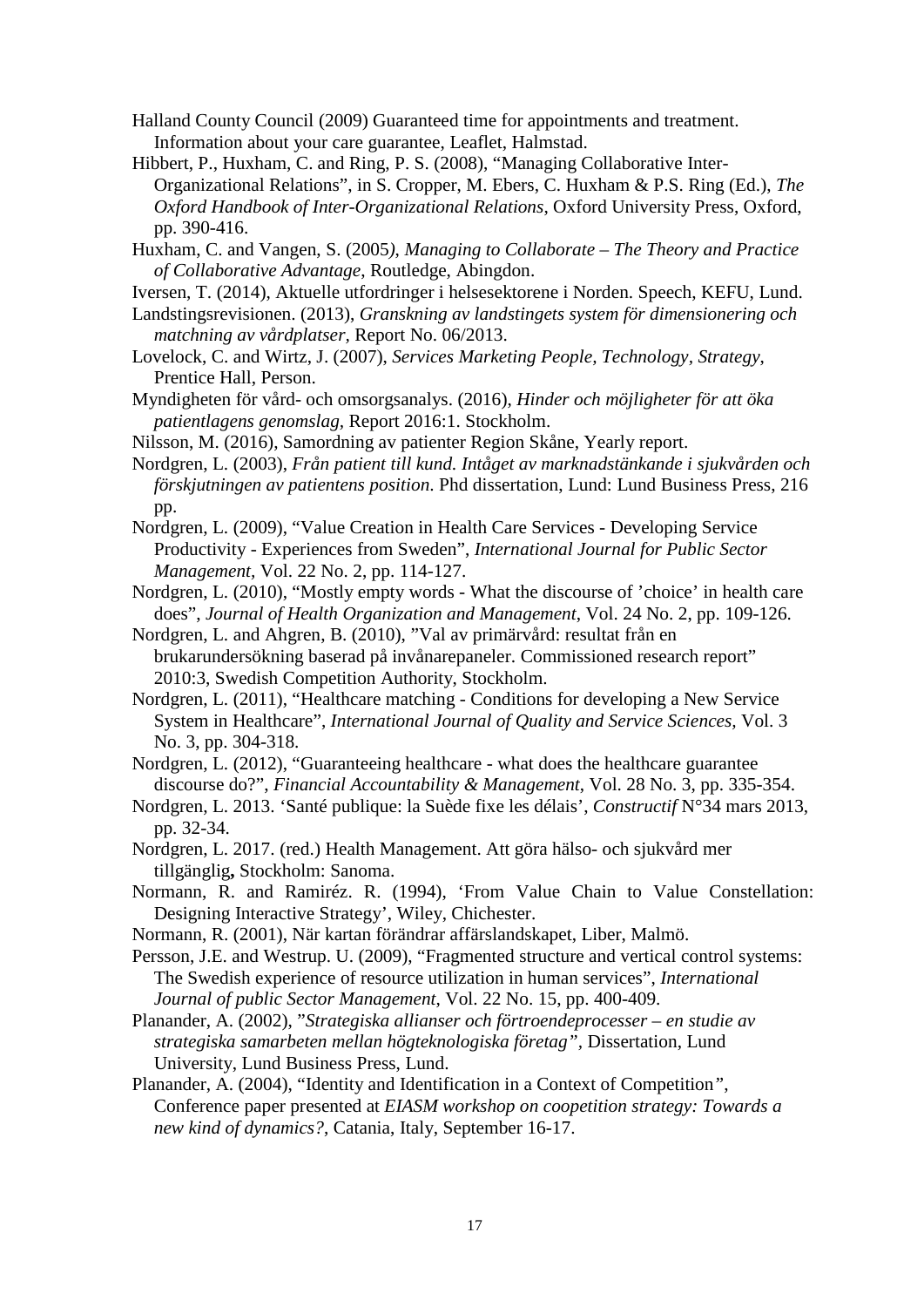Halland County Council (2009) Guaranteed time for appointments and treatment. Information about your care guarantee, Leaflet, Halmstad.

Hibbert, P., Huxham, C. and Ring, P. S. (2008), "Managing Collaborative Inter-Organizational Relations", in S. Cropper, M. Ebers, C. Huxham & P.S. Ring (Ed.), *The Oxford Handbook of Inter-Organizational Relations*, Oxford University Press, Oxford, pp. 390-416.

Huxham, C. and Vangen, S. (2005*), Managing to Collaborate – The Theory and Practice of Collaborative Advantage*, Routledge, Abingdon.

Iversen, T. (2014), Aktuelle utfordringer i helsesektorene i Norden. Speech, KEFU, Lund.

Landstingsrevisionen. (2013), *Granskning av landstingets system för dimensionering och matchning av vårdplatser*, Report No. 06/2013.

Lovelock, C. and Wirtz, J. (2007), *Services Marketing People, Technology, Strategy*, Prentice Hall, Person.

Myndigheten för vård- och omsorgsanalys. (2016), *Hinder och möjligheter för att öka patientlagens genomslag*, Report 2016:1. Stockholm.

Nilsson, M. (2016), Samordning av patienter Region Skåne, Yearly report.

Nordgren, L. (2003), *Från patient till kund. Intåget av marknadstänkande i sjukvården och förskjutningen av patientens position*. Phd dissertation, Lund: Lund Business Press, 216 pp.

Nordgren, L. (2009), "Value Creation in Health Care Services - Developing Service Productivity - Experiences from Sweden", *International Journal for Public Sector Management,* Vol. 22 No. 2, pp. 114-127.

Nordgren, L. (2010), "Mostly empty words - What the discourse of 'choice' in health care does", *Journal of Health Organization and Management*, Vol. 24 No. 2, pp. 109-126.

Nordgren, L. and Ahgren, B. (2010), "Val av primärvård: resultat från en brukarundersökning baserad på invånarepaneler. Commissioned research report" 2010:3, Swedish Competition Authority, Stockholm.

Nordgren, L. (2011), "Healthcare matching - Conditions for developing a New Service System in Healthcare", *International Journal of Quality and Service Sciences,* Vol. 3 No. 3, pp. 304-318.

Nordgren, L. (2012), "Guaranteeing healthcare - what does the healthcare guarantee discourse do?", *Financial Accountability & Management*, Vol. 28 No. 3, pp. 335-354.

Nordgren, L. 2013. 'Santé publique: la Suède fixe les délais', *Constructif* N°34 mars 2013, pp. 32-34.

Nordgren, L. 2017. (red.) Health Management. Att göra hälso- och sjukvård mer tillgänglig**,** Stockholm: Sanoma.

Normann, R. and Ramiréz. R. (1994), 'From Value Chain to Value Constellation: Designing Interactive Strategy', Wiley, Chichester.

Normann, R. (2001), När kartan förändrar affärslandskapet, Liber, Malmö.

Persson, J.E. and Westrup. U. (2009), "Fragmented structure and vertical control systems: The Swedish experience of resource utilization in human services", *International Journal of public Sector Management,* Vol. 22 No. 15, pp. 400-409.

Planander, A. (2002), "*Strategiska allianser och förtroendeprocesser – en studie av strategiska samarbeten mellan högteknologiska företag"*, Dissertation, Lund University, Lund Business Press, Lund.

Planander, A. (2004), "Identity and Identification in a Context of Competition*"*, Conference paper presented at *EIASM workshop on coopetition strategy: Towards a new kind of dynamics?*, Catania, Italy, September 16-17.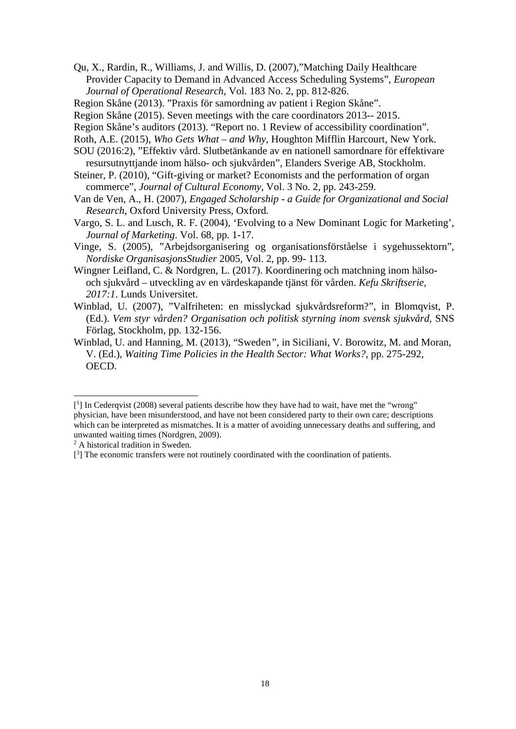Qu, X., Rardin, R., Williams, J. and Willis, D. (2007),"Matching Daily Healthcare Provider Capacity to Demand in Advanced Access Scheduling Systems", *European Journal of Operational Research*, Vol. 183 No. 2, pp. 812-826.

Region Skåne (2013). "Praxis för samordning av patient i Region Skåne".

Region Skåne (2015). Seven meetings with the care coordinators 2013-- 2015.

Region Skåne's auditors (2013). "Report no. 1 Review of accessibility coordination".

Roth, A.E. (2015), *Who Gets What – and Why*, Houghton Mifflin Harcourt, New York.

SOU (2016:2), "Effektiv vård. Slutbetänkande av en nationell samordnare för effektivare resursutnyttjande inom hälso- och sjukvården", Elanders Sverige AB, Stockholm.

Steiner, P. (2010), "Gift-giving or market? Economists and the performation of organ commerce", *Journal of Cultural Economy*, Vol. 3 No. 2, pp. 243-259.

Van de Ven, A., H. (2007), *Engaged Scholarship - a Guide for Organizational and Social Research*, Oxford University Press, Oxford.

Vargo, S. L. and Lusch, R. F. (2004), 'Evolving to a New Dominant Logic for Marketing', *Journal of Marketing*. Vol. 68, pp. 1-17.

Vinge, S. (2005), "Arbejdsorganisering og organisationsförståelse i sygehussektorn", *Nordiske OrganisasjonsStudier* 2005, Vol. 2, pp. 99- 113.

Wingner Leifland, C. & Nordgren, L. (2017). Koordinering och matchning inom hälso- och sjukvård – utveckling av en värdeskapande tjänst för vården. *Kefu Skriftserie, 2017:1*. Lunds Universitet.

Winblad, U. (2007), "Valfriheten: en misslyckad sjukvårdsreform?", in Blomqvist, P. (Ed.). *Vem styr vården? Organisation och politisk styrning inom svensk sjukvård*, SNS Förlag, Stockholm, pp. 132-156.

Winblad, U. and Hanning, M. (2013), "Sweden", in Siciliani, V. Borowitz, M. and Moran, V. (Ed.), *Waiting Time Policies in the Health Sector: What Works?*, pp. 275-292, OECD.

---

[[1]] In Cederqvist (2008) several patients describe how they have had to wait, have met the "wrong" physician, have been misunderstood, and have not been considered party to their own care; descriptions which can be interpreted as mismatches. It is a matter of avoiding unnecessary deaths and suffering, and unwanted waiting times (Nordgren, 2009).

[2] A historical tradition in Sweden.

[[3]] The economic transfers were not routinely coordinated with the coordination of patients.